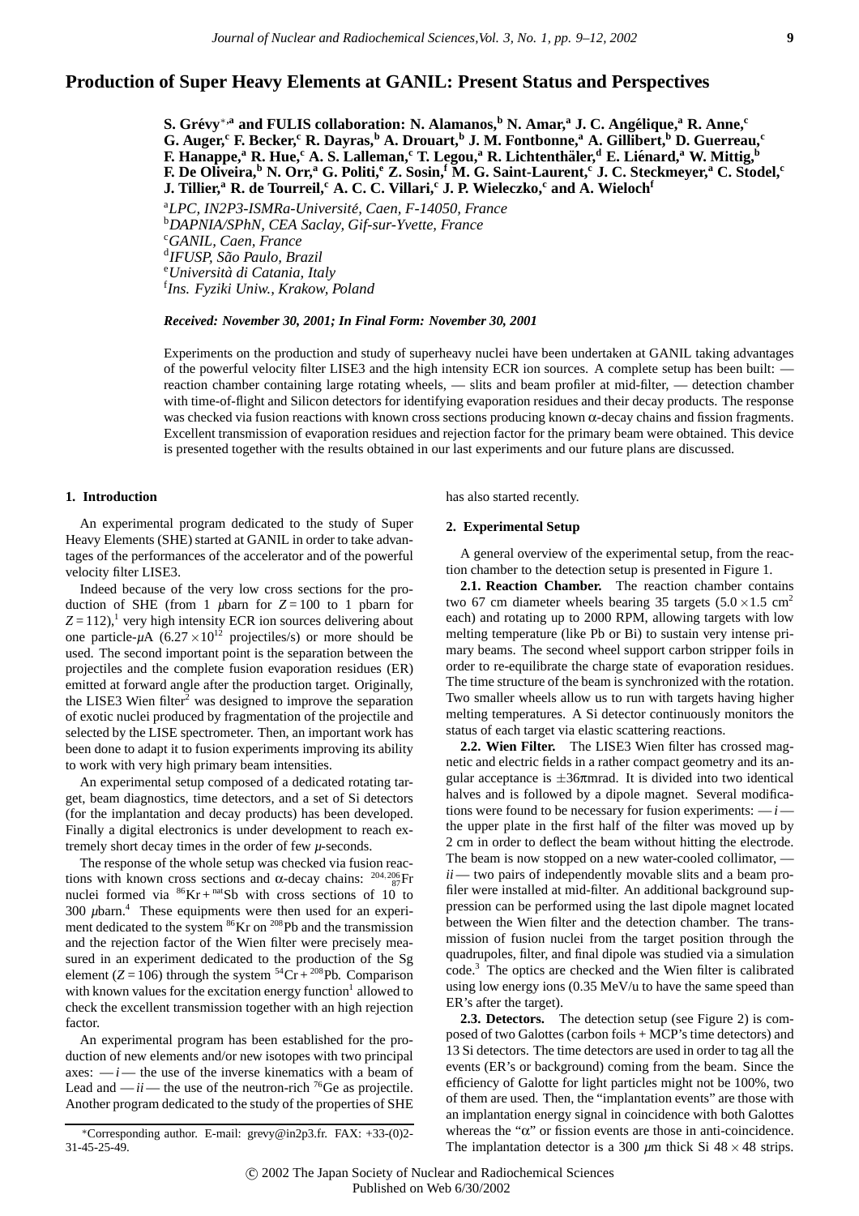# Production of Super Heavy Elements at GANIL: Present Status and Perspectives

**S. Grévy*[,a] and FULIS collaboration: N. Alamanos,[b] N. Amar,[a] J. C. Angélique,[a] R. Anne,[c] G. Auger,[c] F. Becker,[c] R. Dayras,[b] A. Drouart,[b] J. M. Fontbonne,[a] A. Gillibert,[b] D. Guerreau,[c] F. Hanappe,[a] R. Hue,[c] A. S. Lalleman,[c] T. Legou,[a] R. Lichtenthäler,[d] E. Liénard,[a] W. Mittig,[b] F. De Oliveira,[b] N. Orr,[a] G. Politi,[e] Z. Sosin,[f] M. G. Saint-Laurent,[c] J. C. Steckmeyer,[a] C. Stodel,[c] J. Tillier,[a] R. de Tourreil,[c] A. C. C. Villari,[c] J. P. Wieleczko,[c] and A. Wieloch[f]**

[a]*LPC, IN2P3-ISMRa-Université, Caen, F-14050, France*
[b]*DAPNIA/SPhN, CEA Saclay, Gif-sur-Yvette, France*
[c]*GANIL, Caen, France*
[d]*IFUSP, São Paulo, Brazil*
[e]*Università di Catania, Italy*
[f]*Ins. Fyziki Uniw., Krakow, Poland*

***Received: November 30, 2001; In Final Form: November 30, 2001***

Experiments on the production and study of superheavy nuclei have been undertaken at GANIL taking advantages of the powerful velocity filter LISE3 and the high intensity ECR ion sources. A complete setup has been built: — reaction chamber containing large rotating wheels, — slits and beam profiler at mid-filter, — detection chamber with time-of-flight and Silicon detectors for identifying evaporation residues and their decay products. The response was checked via fusion reactions with known cross sections producing known α-decay chains and fission fragments. Excellent transmission of evaporation residues and rejection factor for the primary beam were obtained. This device is presented together with the results obtained in our last experiments and our future plans are discussed.

## 1. Introduction

An experimental program dedicated to the study of Super Heavy Elements (SHE) started at GANIL in order to take advantages of the performances of the accelerator and of the powerful velocity filter LISE3.

Indeed because of the very low cross sections for the production of SHE (from 1 $\mu$barn for $Z = 100$ to 1 pbarn for $Z = 112$),[1] very high intensity ECR ion sources delivering about one particle-$\mu$A ($6.27 \times 10^{12}$ projectiles/s) or more should be used. The second important point is the separation between the projectiles and the complete fusion evaporation residues (ER) emitted at forward angle after the production target. Originally, the LISE3 Wien filter[2] was designed to improve the separation of exotic nuclei produced by fragmentation of the projectile and selected by the LISE spectrometer. Then, an important work has been done to adapt it to fusion experiments improving its ability to work with very high primary beam intensities.

An experimental setup composed of a dedicated rotating target, beam diagnostics, time detectors, and a set of Si detectors (for the implantation and decay products) has been developed. Finally a digital electronics is under development to reach extremely short decay times in the order of few $\mu$-seconds.

The response of the whole setup was checked via fusion reactions with known cross sections and α-decay chains: $^{204,206}_{87}$Fr nuclei formed via $^{86}$Kr + $^{nat}$Sb with cross sections of 10 to 300 $\mu$barn.[4] These equipments were then used for an experiment dedicated to the system $^{86}$Kr on $^{208}$Pb and the transmission and the rejection factor of the Wien filter were precisely measured in an experiment dedicated to the production of the Sg element ($Z = 106$) through the system $^{54}$Cr + $^{208}$Pb. Comparison with known values for the excitation energy function[1] allowed to check the excellent transmission together with an high rejection factor.

An experimental program has been established for the production of new elements and/or new isotopes with two principal axes: — *i* — the use of the inverse kinematics with a beam of Lead and — *ii* — the use of the neutron-rich $^{76}$Ge as projectile. Another program dedicated to the study of the properties of SHE has also started recently.

## 2. Experimental Setup

A general overview of the experimental setup, from the reaction chamber to the detection setup is presented in Figure 1.

**2.1. Reaction Chamber.** The reaction chamber contains two 67 cm diameter wheels bearing 35 targets ($5.0 \times 1.5$ cm$^2$ each) and rotating up to 2000 RPM, allowing targets with low melting temperature (like Pb or Bi) to sustain very intense primary beams. The second wheel support carbon stripper foils in order to re-equilibrate the charge state of evaporation residues. The time structure of the beam is synchronized with the rotation. Two smaller wheels allow us to run with targets having higher melting temperatures. A Si detector continuously monitors the status of each target via elastic scattering reactions.

**2.2. Wien Filter.** The LISE3 Wien filter has crossed magnetic and electric fields in a rather compact geometry and its angular acceptance is ±36πmrad. It is divided into two identical halves and is followed by a dipole magnet. Several modifications were found to be necessary for fusion experiments: — *i* — the upper plate in the first half of the filter was moved up by 2 cm in order to deflect the beam without hitting the electrode. The beam is now stopped on a new water-cooled collimator, — *ii* — two pairs of independently movable slits and a beam profiler were installed at mid-filter. An additional background suppression can be performed using the last dipole magnet located between the Wien filter and the detection chamber. The transmission of fusion nuclei from the target position through the quadrupoles, filter, and final dipole was studied via a simulation code.[3] The optics are checked and the Wien filter is calibrated using low energy ions (0.35 MeV/u to have the same speed than ER's after the target).

**2.3. Detectors.** The detection setup (see Figure 2) is composed of two Galottes (carbon foils + MCP's time detectors) and 13 Si detectors. The time detectors are used in order to tag all the events (ER's or background) coming from the beam. Since the efficiency of Galotte for light particles might not be 100%, two of them are used. Then, the "implantation events" are those with an implantation energy signal in coincidence with both Galottes whereas the "α" or fission events are those in anti-coincidence. The implantation detector is a 300 $\mu$m thick Si $48 \times 48$ strips.

*Corresponding author. E-mail: grevy@in2p3.fr. FAX: +33-(0)2-31-45-25-49.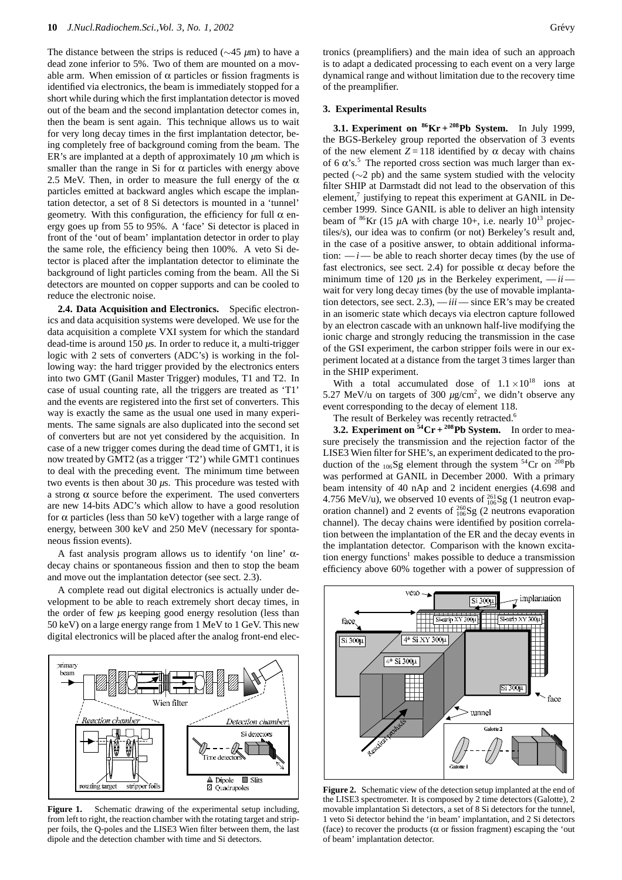The distance between the strips is reduced (~45 μm) to have a dead zone inferior to 5%. Two of them are mounted on a movable arm. When emission of α particles or fission fragments is identified via electronics, the beam is immediately stopped for a short while during which the first implantation detector is moved out of the beam and the second implantation detector comes in, then the beam is sent again. This technique allows us to wait for very long decay times in the first implantation detector, being completely free of background coming from the beam. The ER's are implanted at a depth of approximately 10 μm which is smaller than the range in Si for α particles with energy above 2.5 MeV. Then, in order to measure the full energy of the α particles emitted at backward angles which escape the implantation detector, a set of 8 Si detectors is mounted in a 'tunnel' geometry. With this configuration, the efficiency for full α energy goes up from 55 to 95%. A 'face' Si detector is placed in front of the 'out of beam' implantation detector in order to play the same role, the efficiency being then 100%. A veto Si detector is placed after the implantation detector to eliminate the background of light particles coming from the beam. All the Si detectors are mounted on copper supports and can be cooled to reduce the electronic noise.

**2.4. Data Acquisition and Electronics.** Specific electronics and data acquisition systems were developed. We use for the data acquisition a complete VXI system for which the standard dead-time is around 150 μs. In order to reduce it, a multi-trigger logic with 2 sets of converters (ADC's) is working in the following way: the hard trigger provided by the electronics enters into two GMT (Ganil Master Trigger) modules, T1 and T2. In case of usual counting rate, all the triggers are treated as 'T1' and the events are registered into the first set of converters. This way is exactly the same as the usual one used in many experiments. The same signals are also duplicated into the second set of converters but are not yet considered by the acquisition. In case of a new trigger comes during the dead time of GMT1, it is now treated by GMT2 (as a trigger 'T2') while GMT1 continues to deal with the preceding event. The minimum time between two events is then about 30 μs. This procedure was tested with a strong α source before the experiment. The used converters are new 14-bits ADC's which allow to have a good resolution for α particles (less than 50 keV) together with a large range of energy, between 300 keV and 250 MeV (necessary for spontaneous fission events).

A fast analysis program allows us to identify 'on line' α-decay chains or spontaneous fission and then to stop the beam and move out the implantation detector (see sect. 2.3).

A complete read out digital electronics is actually under development to be able to reach extremely short decay times, in the order of few μs keeping good energy resolution (less than 50 keV) on a large energy range from 1 MeV to 1 GeV. This new digital electronics will be placed after the analog front-end electronics (preamplifiers) and the main idea of such an approach is to adapt a dedicated processing to each event on a very large dynamical range and without limitation due to the recovery time of the preamplifier.

primary beam
Wien filter
Reaction chamber
Detection chamber
Si detectors
Time detectors
rotating target
stripper foils
Dipole
Slits
Quadrupoles

**Figure 1.** Schematic drawing of the experimental setup including, from left to right, the reaction chamber with the rotating target and stripper foils, the Q-poles and the LISE3 Wien filter between them, the last dipole and the detection chamber with time and Si detectors.

## 3. Experimental Results

**3.1. Experiment on $^{86}$Kr + $^{208}$Pb System.** In July 1999, the BGS-Berkeley group reported the observation of 3 events of the new element $Z = 118$ identified by α decay with chains of 6 α's.[5] The reported cross section was much larger than expected (~2 pb) and the same system studied with the velocity filter SHIP at Darmstadt did not lead to the observation of this element,[7] justifying to repeat this experiment at GANIL in December 1999. Since GANIL is able to deliver an high intensity beam of $^{86}$Kr (15 μA with charge 10+, i.e. nearly $10^{13}$ projectiles/s), our idea was to confirm (or not) Berkeley's result and, in the case of a positive answer, to obtain additional information: — *i* — be able to reach shorter decay times (by the use of fast electronics, see sect. 2.4) for possible α decay before the minimum time of 120 μs in the Berkeley experiment, — *ii* — wait for very long decay times (by the use of movable implantation detectors, see sect. 2.3), — *iii* — since ER's may be created in an isomeric state which decays via electron capture followed by an electron cascade with an unknown half-live modifying the ionic charge and strongly reducing the transmission in the case of the GSI experiment, the carbon stripper foils were in our experiment located at a distance from the target 3 times larger than in the SHIP experiment.

With a total accumulated dose of $1.1 \times 10^{18}$ ions at 5.27 MeV/u on targets of 300 μg/cm$^2$, we didn't observe any event corresponding to the decay of element 118.

The result of Berkeley was recently retracted.[6]

**3.2. Experiment on $^{54}$Cr + $^{208}$Pb System.** In order to measure precisely the transmission and the rejection factor of the LISE3 Wien filter for SHE's, an experiment dedicated to the production of the $_{106}$Sg element through the system $^{54}$Cr on $^{208}$Pb was performed at GANIL in December 2000. With a primary beam intensity of 40 nAp and 2 incident energies (4.698 and 4.756 MeV/u), we observed 10 events of $^{261}_{106}$Sg (1 neutron evaporation channel) and 2 events of $^{260}_{106}$Sg (2 neutrons evaporation channel). The decay chains were identified by position correlation between the implantation of the ER and the decay events in the implantation detector. Comparison with the known excitation energy functions[1] makes possible to deduce a transmission efficiency above 60% together with a power of suppression of

veto
Si 300μ
implantation
face
Si-strip XY 300μ
Si-strip XY 300μ
Si 300μ
4* Si XY 300μ
4* Si 300μ
Si 300μ
face
tunnel
Reaction products
Galotte 2
Galotte 1

**Figure 2.** Schematic view of the detection setup implanted at the end of the LISE3 spectrometer. It is composed by 2 time detectors (Galotte), 2 movable implantation Si detectors, a set of 8 Si detectors for the tunnel, 1 veto Si detector behind the 'in beam' implantation, and 2 Si detectors (face) to recover the products (α or fission fragment) escaping the 'out of beam' implantation detector.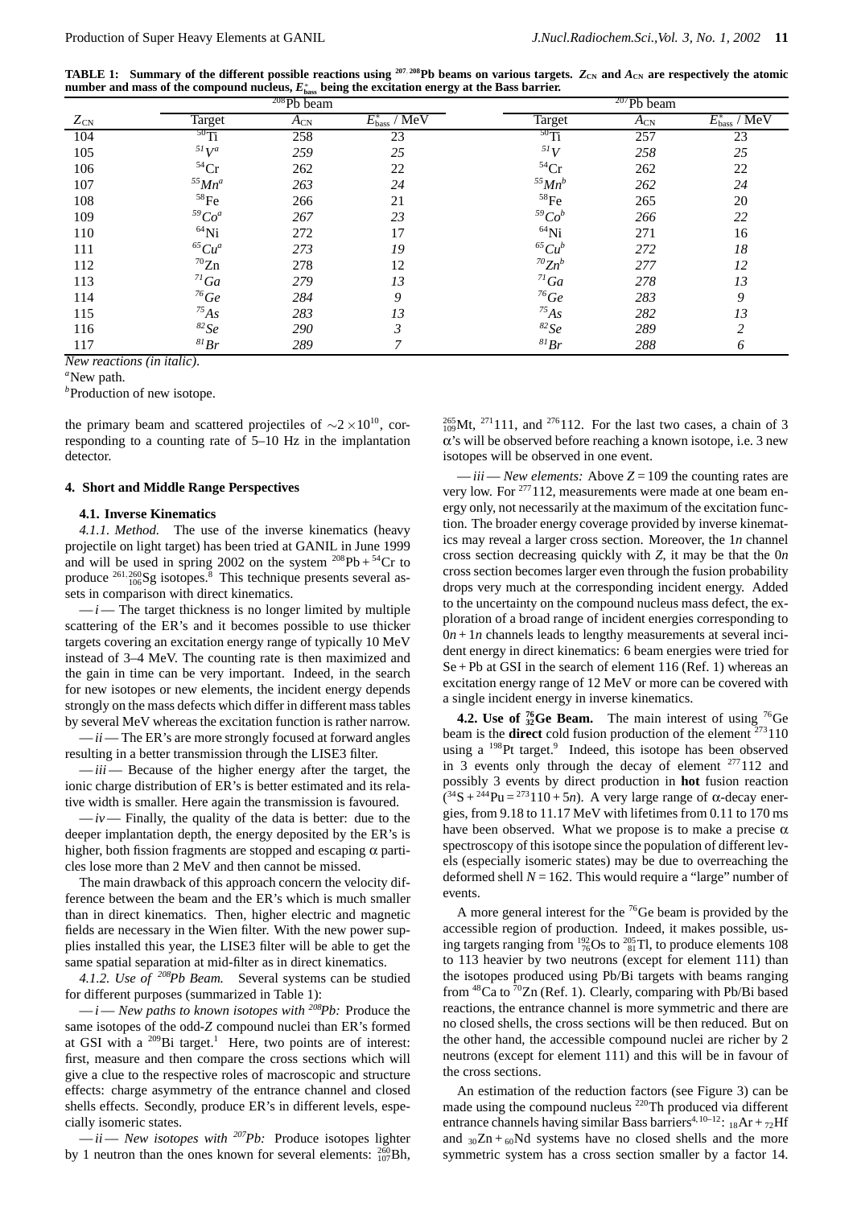**TABLE 1: Summary of the different possible reactions using $^{207,208}$Pb beams on various targets. $Z_{CN}$ and $A_{CN}$ are respectively the atomic number and mass of the compound nucleus, $E^*_{bass}$ being the excitation energy at the Bass barrier.**

| | $^{208}$Pb beam | | | $^{207}$Pb beam | | |
|---|---|---|---|---|---|---|
| $Z_{CN}$ | Target | $A_{CN}$ | $E^*_{bass}$ / MeV | Target | $A_{CN}$ | $E^*_{bass}$ / MeV |
| 104 | $^{50}$Ti | 258 | 23 | $^{50}$Ti | 257 | 23 |
| 105 | *$^{51}V^a$* | *259* | *25* | *$^{51}V$* | *258* | *25* |
| 106 | $^{54}$Cr | 262 | 22 | $^{54}$Cr | 262 | 22 |
| 107 | *$^{55}Mn^a$* | *263* | *24* | *$^{55}Mn^b$* | *262* | *24* |
| 108 | $^{58}$Fe | 266 | 21 | $^{58}$Fe | 265 | 20 |
| 109 | *$^{59}Co^a$* | *267* | *23* | *$^{59}Co^b$* | *266* | *22* |
| 110 | $^{64}$Ni | 272 | 17 | $^{64}$Ni | 271 | 16 |
| 111 | *$^{65}Cu^a$* | *273* | *19* | *$^{65}Cu^b$* | *272* | *18* |
| 112 | $^{70}$Zn | 278 | 12 | *$^{70}Zn^b$* | *277* | *12* |
| 113 | *$^{71}Ga$* | *279* | *13* | *$^{71}Ga$* | *278* | *13* |
| 114 | *$^{76}Ge$* | *284* | *9* | *$^{76}Ge$* | *283* | *9* |
| 115 | *$^{75}As$* | *283* | *13* | *$^{75}As$* | *282* | *13* |
| 116 | *$^{82}Se$* | *290* | *3* | *$^{82}Se$* | *289* | *2* |
| 117 | *$^{81}Br$* | *289* | *7* | *$^{81}Br$* | *288* | *6* |

*New reactions (in italic).*

$^a$New path.

$^b$Production of new isotope.

the primary beam and scattered projectiles of $\sim 2\times10^{10}$, corresponding to a counting rate of 5–10 Hz in the implantation detector.

### 4. Short and Middle Range Perspectives

#### 4.1. Inverse Kinematics

*4.1.1. Method.* The use of the inverse kinematics (heavy projectile on light target) has been tried at GANIL in June 1999 and will be used in spring 2002 on the system $^{208}$Pb + $^{54}$Cr to produce $^{261,260}_{106}$Sg isotopes.[8] This technique presents several assets in comparison with direct kinematics.

— *i* — The target thickness is no longer limited by multiple scattering of the ER's and it becomes possible to use thicker targets covering an excitation energy range of typically 10 MeV instead of 3–4 MeV. The counting rate is then maximized and the gain in time can be very important. Indeed, in the search for new isotopes or new elements, the incident energy depends strongly on the mass defects which differ in different mass tables by several MeV whereas the excitation function is rather narrow.

— *ii* — The ER's are more strongly focused at forward angles resulting in a better transmission through the LISE3 filter.

— *iii* — Because of the higher energy after the target, the ionic charge distribution of ER's is better estimated and its relative width is smaller. Here again the transmission is favoured.

— *iv* — Finally, the quality of the data is better: due to the deeper implantation depth, the energy deposited by the ER's is higher, both fission fragments are stopped and escaping α particles lose more than 2 MeV and then cannot be missed.

The main drawback of this approach concern the velocity difference between the beam and the ER's which is much smaller than in direct kinematics. Then, higher electric and magnetic fields are necessary in the Wien filter. With the new power supplies installed this year, the LISE3 filter will be able to get the same spatial separation at mid-filter as in direct kinematics.

*4.1.2. Use of $^{208}$Pb Beam.* Several systems can be studied for different purposes (summarized in Table 1):

— *i* — *New paths to known isotopes with $^{208}$Pb:* Produce the same isotopes of the odd-*Z* compound nuclei than ER's formed at GSI with a $^{209}$Bi target.[1] Here, two points are of interest: first, measure and then compare the cross sections which will give a clue to the respective roles of macroscopic and structure effects: charge asymmetry of the entrance channel and closed shells effects. Secondly, produce ER's in different levels, especially isomeric states.

— *ii* — *New isotopes with $^{207}$Pb:* Produce isotopes lighter by 1 neutron than the ones known for several elements: $^{260}_{107}$Bh, $^{265}_{109}$Mt, $^{271}$111, and $^{276}$112. For the last two cases, a chain of 3 α's will be observed before reaching a known isotope, i.e. 3 new isotopes will be observed in one event.

— *iii* — *New elements:* Above $Z = 109$ the counting rates are very low. For $^{277}$112, measurements were made at one beam energy only, not necessarily at the maximum of the excitation function. The broader energy coverage provided by inverse kinematics may reveal a larger cross section. Moreover, the 1*n* channel cross section decreasing quickly with *Z*, it may be that the 0*n* cross section becomes larger even through the fusion probability drops very much at the corresponding incident energy. Added to the uncertainty on the compound nucleus mass defect, the exploration of a broad range of incident energies corresponding to $0n+1n$ channels leads to lengthy measurements at several incident energy in direct kinematics: 6 beam energies were tried for Se + Pb at GSI in the search of element 116 (Ref. 1) whereas an excitation energy range of 12 MeV or more can be covered with a single incident energy in inverse kinematics.

#### 4.2. Use of $^{76}_{32}$Ge Beam.

The main interest of using $^{76}$Ge beam is the **direct** cold fusion production of the element $^{273}$110 using a $^{198}$Pt target.[9] Indeed, this isotope has been observed in 3 events only through the decay of element $^{277}$112 and possibly 3 events by direct production in **hot** fusion reaction ($^{34}$S + $^{244}$Pu = $^{273}$110 + 5*n*). A very large range of α-decay energies, from 9.18 to 11.17 MeV with lifetimes from 0.11 to 170 ms have been observed. What we propose is to make a precise α spectroscopy of this isotope since the population of different levels (especially isomeric states) may be due to overreaching the deformed shell $N = 162$. This would require a "large" number of events.

A more general interest for the $^{76}$Ge beam is provided by the accessible region of production. Indeed, it makes possible, using targets ranging from $^{192}_{76}$Os to $^{205}_{81}$Tl, to produce elements 108 to 113 heavier by two neutrons (except for element 111) than the isotopes produced using Pb/Bi targets with beams ranging from $^{48}$Ca to $^{70}$Zn (Ref. 1). Clearly, comparing with Pb/Bi based reactions, the entrance channel is more symmetric and there are no closed shells, the cross sections will be then reduced. But on the other hand, the accessible compound nuclei are richer by 2 neutrons (except for element 111) and this will be in favour of the cross sections.

An estimation of the reduction factors (see Figure 3) can be made using the compound nucleus $^{220}$Th produced via different entrance channels having similar Bass barriers[4,10–12]: $_{18}$Ar + $_{72}$Hf and $_{30}$Zn + $_{60}$Nd systems have no closed shells and the more symmetric system has a cross section smaller by a factor 14.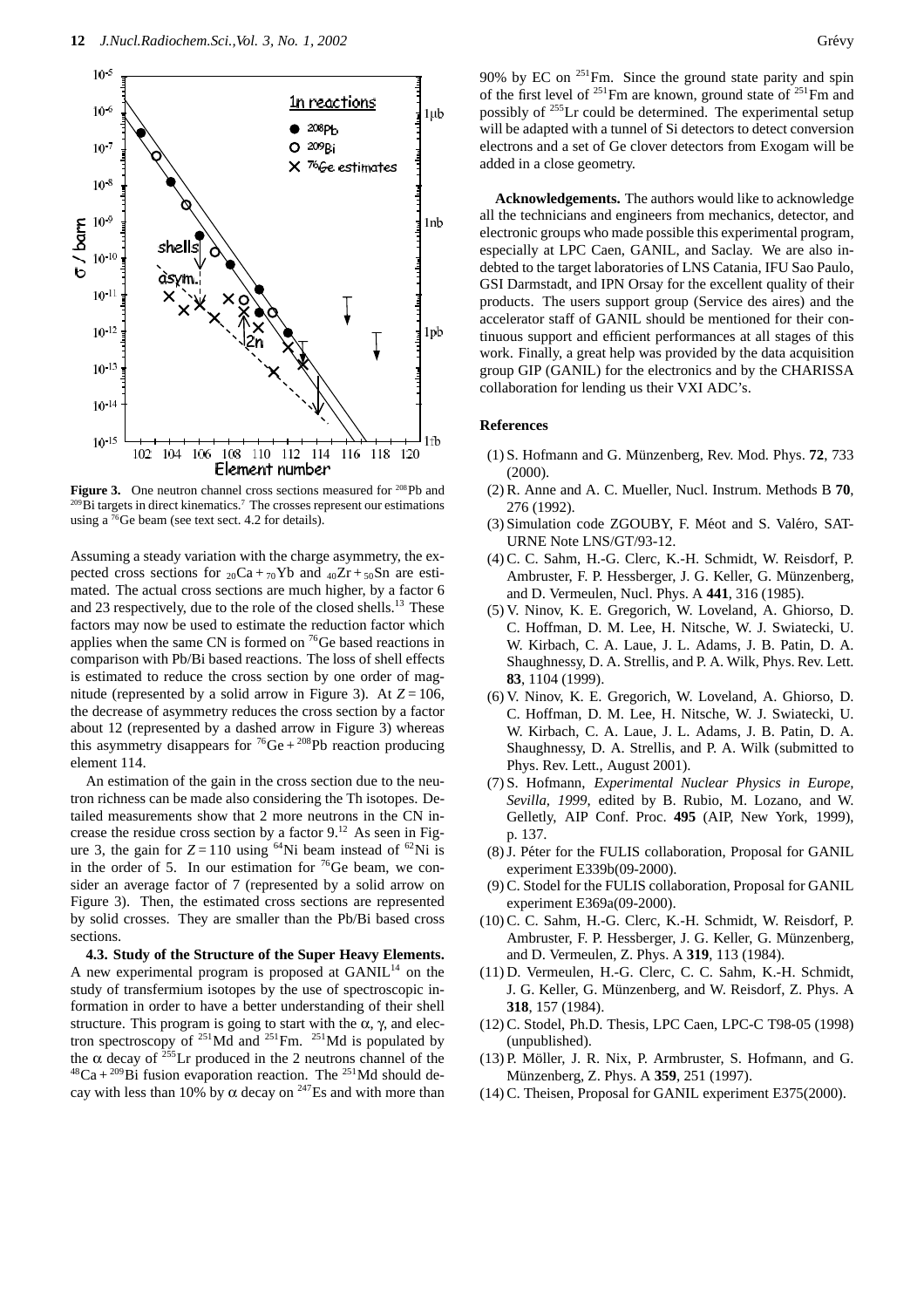10$^{-5}$
10$^{-6}$
10$^{-7}$
10$^{-8}$
10$^{-9}$
10$^{-10}$
10$^{-11}$
10$^{-12}$
10$^{-13}$
10$^{-14}$
10$^{-15}$
σ / barn
1μb
1nb
1pb
1fb
1n reactions
$^{208}$Pb
$^{209}$Bi
$^{76}$Ge estimates
shells
asym.
2n
102 104 106 108 110 112 114 116 118 120
Element number

**Figure 3.** One neutron channel cross sections measured for $^{208}$Pb and $^{209}$Bi targets in direct kinematics.[7] The crosses represent our estimations using a $^{76}$Ge beam (see text sect. 4.2 for details).

Assuming a steady variation with the charge asymmetry, the expected cross sections for $_{20}$Ca + $_{70}$Yb and $_{40}$Zr + $_{50}$Sn are estimated. The actual cross sections are much higher, by a factor 6 and 23 respectively, due to the role of the closed shells.[13] These factors may now be used to estimate the reduction factor which applies when the same CN is formed on $^{76}$Ge based reactions in comparison with Pb/Bi based reactions. The loss of shell effects is estimated to reduce the cross section by one order of magnitude (represented by a solid arrow in Figure 3). At $Z = 106$, the decrease of asymmetry reduces the cross section by a factor about 12 (represented by a dashed arrow in Figure 3) whereas this asymmetry disappears for $^{76}$Ge + $^{208}$Pb reaction producing element 114.

An estimation of the gain in the cross section due to the neutron richness can be made also considering the Th isotopes. Detailed measurements show that 2 more neutrons in the CN increase the residue cross section by a factor 9.[12] As seen in Figure 3, the gain for $Z = 110$ using $^{64}$Ni beam instead of $^{62}$Ni is in the order of 5. In our estimation for $^{76}$Ge beam, we consider an average factor of 7 (represented by a solid arrow on Figure 3). Then, the estimated cross sections are represented by solid crosses. They are smaller than the Pb/Bi based cross sections.

**4.3. Study of the Structure of the Super Heavy Elements.** A new experimental program is proposed at GANIL[14] on the study of transfermium isotopes by the use of spectroscopic information in order to have a better understanding of their shell structure. This program is going to start with the α, γ, and electron spectroscopy of $^{251}$Md and $^{251}$Fm. $^{251}$Md is populated by the α decay of $^{255}$Lr produced in the 2 neutrons channel of the $^{48}$Ca + $^{209}$Bi fusion evaporation reaction. The $^{251}$Md should decay with less than 10% by α decay on $^{247}$Es and with more than 90% by EC on $^{251}$Fm. Since the ground state parity and spin of the first level of $^{251}$Fm are known, ground state of $^{251}$Fm and possibly of $^{255}$Lr could be determined. The experimental setup will be adapted with a tunnel of Si detectors to detect conversion electrons and a set of Ge clover detectors from Exogam will be added in a close geometry.

**Acknowledgements.** The authors would like to acknowledge all the technicians and engineers from mechanics, detector, and electronic groups who made possible this experimental program, especially at LPC Caen, GANIL, and Saclay. We are also indebted to the target laboratories of LNS Catania, IFU Sao Paulo, GSI Darmstadt, and IPN Orsay for the excellent quality of their products. The users support group (Service des aires) and the accelerator staff of GANIL should be mentioned for their continuous support and efficient performances at all stages of this work. Finally, a great help was provided by the data acquisition group GIP (GANIL) for the electronics and by the CHARISSA collaboration for lending us their VXI ADC's.

## References

(1) S. Hofmann and G. Münzenberg, Rev. Mod. Phys. **72**, 733 (2000).
(2) R. Anne and A. C. Mueller, Nucl. Instrum. Methods B **70**, 276 (1992).
(3) Simulation code ZGOUBY, F. Méot and S. Valéro, SATURNE Note LNS/GT/93-12.
(4) C. C. Sahm, H.-G. Clerc, K.-H. Schmidt, W. Reisdorf, P. Ambruster, F. P. Hessberger, J. G. Keller, G. Münzenberg, and D. Vermeulen, Nucl. Phys. A **441**, 316 (1985).
(5) V. Ninov, K. E. Gregorich, W. Loveland, A. Ghiorso, D. C. Hoffman, D. M. Lee, H. Nitsche, W. J. Swiatecki, U. W. Kirbach, C. A. Laue, J. L. Adams, J. B. Patin, D. A. Shaughnessy, D. A. Strellis, and P. A. Wilk, Phys. Rev. Lett. **83**, 1104 (1999).
(6) V. Ninov, K. E. Gregorich, W. Loveland, A. Ghiorso, D. C. Hoffman, D. M. Lee, H. Nitsche, W. J. Swiatecki, U. W. Kirbach, C. A. Laue, J. L. Adams, J. B. Patin, D. A. Shaughnessy, D. A. Strellis, and P. A. Wilk (submitted to Phys. Rev. Lett., August 2001).
(7) S. Hofmann, *Experimental Nuclear Physics in Europe, Sevilla, 1999*, edited by B. Rubio, M. Lozano, and W. Gelletly, AIP Conf. Proc. **495** (AIP, New York, 1999), p. 137.
(8) J. Péter for the FULIS collaboration, Proposal for GANIL experiment E339b(09-2000).
(9) C. Stodel for the FULIS collaboration, Proposal for GANIL experiment E369a(09-2000).
(10) C. C. Sahm, H.-G. Clerc, K.-H. Schmidt, W. Reisdorf, P. Ambruster, F. P. Hessberger, J. G. Keller, G. Münzenberg, and D. Vermeulen, Z. Phys. A **319**, 113 (1984).
(11) D. Vermeulen, H.-G. Clerc, C. C. Sahm, K.-H. Schmidt, J. G. Keller, G. Münzenberg, and W. Reisdorf, Z. Phys. A **318**, 157 (1984).
(12) C. Stodel, Ph.D. Thesis, LPC Caen, LPC-C T98-05 (1998) (unpublished).
(13) P. Möller, J. R. Nix, P. Armbruster, S. Hofmann, and G. Münzenberg, Z. Phys. A **359**, 251 (1997).
(14) C. Theisen, Proposal for GANIL experiment E375(2000).